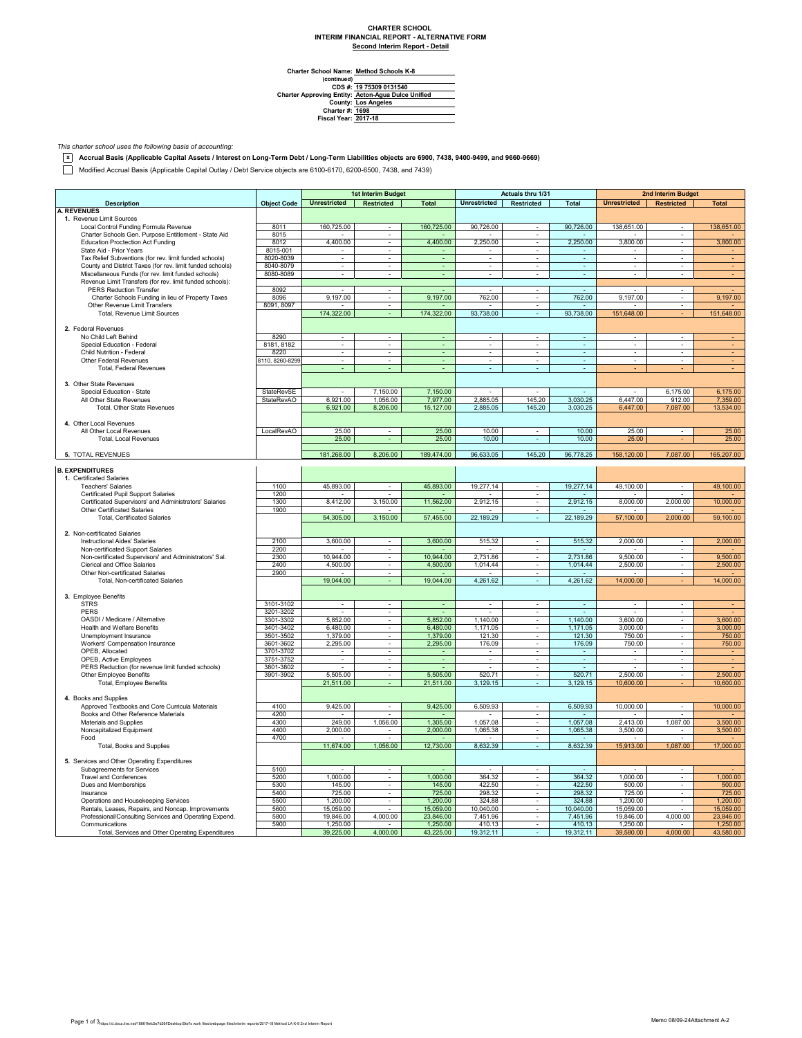# CHARTER SCHOOL
## INTERIM FINANCIAL REPORT - ALTERNATIVE FORM
### Second Interim Report - Detail

Charter School Name: Method Schools K-8
(continued)
CDS #: 19 75309 0131540
Charter Approving Entity: Acton-Agua Dulce Unified
County: Los Angeles
Charter #: 1698
Fiscal Year: 2017-18

*This charter school uses the following basis of accounting:*

[x] **Accrual Basis (Applicable Capital Assets / Interest on Long-Term Debt / Long-Term Liabilities objects are 6900, 7438, 9400-9499, and 9660-9669)**

[ ] Modified Accrual Basis (Applicable Capital Outlay / Debt Service objects are 6100-6170, 6200-6500, 7438, and 7439)

| Description | Object Code | 1st Interim Budget | | | Actuals thru 1/31 | | | 2nd Interim Budget | | |
|---|---|---|---|---|---|---|---|---|---|---|
| | | Unrestricted | Restricted | Total | Unrestricted | Restricted | Total | Unrestricted | Restricted | Total |
| **A. REVENUES** | | | | | | | | | | |
| 1. Revenue Limit Sources | | | | | | | | | | |
| Local Control Funding Formula Revenue | 8011 | 160,725.00 | - | 160,725.00 | 90,726.00 | - | 90,726.00 | 138,651.00 | - | 138,651.00 |
| Charter Schools Gen. Purpose Entitlement - State Aid | 8015 | - | - | - | - | - | - | - | - | - |
| Education Proctection Act Funding | 8012 | 4,400.00 | - | 4,400.00 | 2,250.00 | - | 2,250.00 | 3,800.00 | - | 3,800.00 |
| State Aid - Prior Years | 8015-001 | - | - | - | - | - | - | - | - | - |
| Tax Relief Subventions (for rev. limit funded schools) | 8020-8039 | - | - | - | - | - | - | - | - | - |
| County and District Taxes (for rev. limit funded schools) | 8040-8079 | - | - | - | - | - | - | - | - | - |
| Miscellaneous Funds (for rev. limit funded schools) | 8080-8089 | - | - | - | - | - | - | - | - | - |
| Revenue Limit Transfers (for rev. limit funded schools): | | | | | | | | | | |
| PERS Reduction Transfer | 8092 | - | - | - | - | - | - | - | - | - |
| Charter Schools Funding in lieu of Property Taxes | 8096 | 9,197.00 | - | 9,197.00 | 762.00 | - | 762.00 | 9,197.00 | - | 9,197.00 |
| Other Revenue Limit Transfers | 8091, 8097 | - | - | - | - | - | - | - | - | - |
| Total, Revenue Limit Sources | | 174,322.00 | - | 174,322.00 | 93,738.00 | - | 93,738.00 | 151,648.00 | - | 151,648.00 |
| 2. Federal Revenues | | | | | | | | | | |
| No Child Left Behind | 8290 | - | - | - | - | - | - | - | - | - |
| Special Education - Federal | 8181, 8182 | - | - | - | - | - | - | - | - | - |
| Child Nutrition - Federal | 8220 | - | - | - | - | - | - | - | - | - |
| Other Federal Revenues | 8110, 8260-8299 | - | - | - | - | - | - | - | - | - |
| Total, Federal Revenues | | - | - | - | - | - | - | - | - | - |
| 3. Other State Revenues | | | | | | | | | | |
| Special Education - State | StateRevSE | - | 7,150.00 | 7,150.00 | - | - | - | - | 6,175.00 | 6,175.00 |
| All Other State Revenues | StateRevAO | 6,921.00 | 1,056.00 | 7,977.00 | 2,885.05 | 145.20 | 3,030.25 | 6,447.00 | 912.00 | 7,359.00 |
| Total, Other State Revenues | | 6,921.00 | 8,206.00 | 15,127.00 | 2,885.05 | 145.20 | 3,030.25 | 6,447.00 | 7,087.00 | 13,534.00 |
| 4. Other Local Revenues | | | | | | | | | | |
| All Other Local Revenues | LocalRevAO | 25.00 | - | 25.00 | 10.00 | - | 10.00 | 25.00 | - | 25.00 |
| Total, Local Revenues | | 25.00 | - | 25.00 | 10.00 | - | 10.00 | 25.00 | - | 25.00 |
| 5. TOTAL REVENUES | | 181,268.00 | 8,206.00 | 189,474.00 | 96,633.05 | 145.20 | 96,778.25 | 158,120.00 | 7,087.00 | 165,207.00 |
| **B. EXPENDITURES** | | | | | | | | | | |
| 1. Certificated Salaries | | | | | | | | | | |
| Teachers' Salaries | 1100 | 45,893.00 | - | 45,893.00 | 19,277.14 | - | 19,277.14 | 49,100.00 | - | 49,100.00 |
| Certificated Pupil Support Salaries | 1200 | - | - | - | - | - | - | - | - | - |
| Certificated Supervisors' and Administrators' Salaries | 1300 | 8,412.00 | 3,150.00 | 11,562.00 | 2,912.15 | - | 2,912.15 | 8,000.00 | 2,000.00 | 10,000.00 |
| Other Certificated Salaries | 1900 | - | - | - | - | - | - | - | - | - |
| Total, Certificated Salaries | | 54,305.00 | 3,150.00 | 57,455.00 | 22,189.29 | - | 22,189.29 | 57,100.00 | 2,000.00 | 59,100.00 |
| 2. Non-certificated Salaries | | | | | | | | | | |
| Instructional Aides' Salaries | 2100 | 3,600.00 | - | 3,600.00 | 515.32 | - | 515.32 | 2,000.00 | - | 2,000.00 |
| Non-certificated Support Salaries | 2200 | - | - | - | - | - | - | - | - | - |
| Non-certificated Supervisors' and Administrators' Sal. | 2300 | 10,944.00 | - | 10,944.00 | 2,731.86 | - | 2,731.86 | 9,500.00 | - | 9,500.00 |
| Clerical and Office Salaries | 2400 | 4,500.00 | - | 4,500.00 | 1,014.44 | - | 1,014.44 | 2,500.00 | - | 2,500.00 |
| Other Non-certificated Salaries | 2900 | - | - | - | - | - | - | - | - | - |
| Total, Non-certificated Salaries | | 19,044.00 | - | 19,044.00 | 4,261.62 | - | 4,261.62 | 14,000.00 | - | 14,000.00 |
| 3. Employee Benefits | | | | | | | | | | |
| STRS | 3101-3102 | - | - | - | - | - | - | - | - | - |
| PERS | 3201-3202 | - | - | - | - | - | - | - | - | - |
| OASDI / Medicare / Alternative | 3301-3302 | 5,852.00 | - | 5,852.00 | 1,140.00 | - | 1,140.00 | 3,600.00 | - | 3,600.00 |
| Health and Welfare Benefits | 3401-3402 | 6,480.00 | - | 6,480.00 | 1,171.05 | - | 1,171.05 | 3,000.00 | - | 3,000.00 |
| Unemployment Insurance | 3501-3502 | 1,379.00 | - | 1,379.00 | 121.30 | - | 121.30 | 750.00 | - | 750.00 |
| Workers' Compensation Insurance | 3601-3602 | 2,295.00 | - | 2,295.00 | 176.09 | - | 176.09 | 750.00 | - | 750.00 |
| OPEB, Allocated | 3701-3702 | - | - | - | - | - | - | - | - | - |
| OPEB, Active Employees | 3751-3752 | - | - | - | - | - | - | - | - | - |
| PERS Reduction (for revenue limit funded schools) | 3801-3802 | - | - | - | - | - | - | - | - | - |
| Other Employee Benefits | 3901-3902 | 5,505.00 | - | 5,505.00 | 520.71 | - | 520.71 | 2,500.00 | - | 2,500.00 |
| Total, Employee Benefits | | 21,511.00 | - | 21,511.00 | 3,129.15 | - | 3,129.15 | 10,600.00 | - | 10,600.00 |
| 4. Books and Supplies | | | | | | | | | | |
| Approved Textbooks and Core Curricula Materials | 4100 | 9,425.00 | - | 9,425.00 | 6,509.93 | - | 6,509.93 | 10,000.00 | - | 10,000.00 |
| Books and Other Reference Materials | 4200 | - | - | - | - | - | - | - | - | - |
| Materials and Supplies | 4300 | 249.00 | 1,056.00 | 1,305.00 | 1,057.08 | - | 1,057.08 | 2,413.00 | 1,087.00 | 3,500.00 |
| Noncapitalized Equipment | 4400 | 2,000.00 | - | 2,000.00 | 1,065.38 | - | 1,065.38 | 3,500.00 | - | 3,500.00 |
| Food | 4700 | - | - | - | - | - | - | - | - | - |
| Total, Books and Supplies | | 11,674.00 | 1,056.00 | 12,730.00 | 8,632.39 | - | 8,632.39 | 15,913.00 | 1,087.00 | 17,000.00 |
| 5. Services and Other Operating Expenditures | | | | | | | | | | |
| Subagreements for Services | 5100 | - | - | - | - | - | - | - | - | - |
| Travel and Conferences | 5200 | 1,000.00 | - | 1,000.00 | 364.32 | - | 364.32 | 1,000.00 | - | 1,000.00 |
| Dues and Memberships | 5300 | 145.00 | - | 145.00 | 422.50 | - | 422.50 | 500.00 | - | 500.00 |
| Insurance | 5400 | 725.00 | - | 725.00 | 298.32 | - | 298.32 | 725.00 | - | 725.00 |
| Operations and Housekeeping Services | 5500 | 1,200.00 | - | 1,200.00 | 324.88 | - | 324.88 | 1,200.00 | - | 1,200.00 |
| Rentals, Leases, Repairs, and Noncap. Improvements | 5600 | 15,059.00 | - | 15,059.00 | 10,040.00 | - | 10,040.00 | 15,059.00 | - | 15,059.00 |
| Professional/Consulting Services and Operating Expend. | 5800 | 19,846.00 | 4,000.00 | 23,846.00 | 7,451.96 | - | 7,451.96 | 19,846.00 | 4,000.00 | 23,846.00 |
| Communications | 5900 | 1,250.00 | - | 1,250.00 | 410.13 | - | 410.13 | 1,250.00 | - | 1,250.00 |
| Total, Services and Other Operating Expenditures | | 39,225.00 | 4,000.00 | 43,225.00 | 19,312.11 | - | 19,312.11 | 39,580.00 | 4,000.00 | 43,580.00 |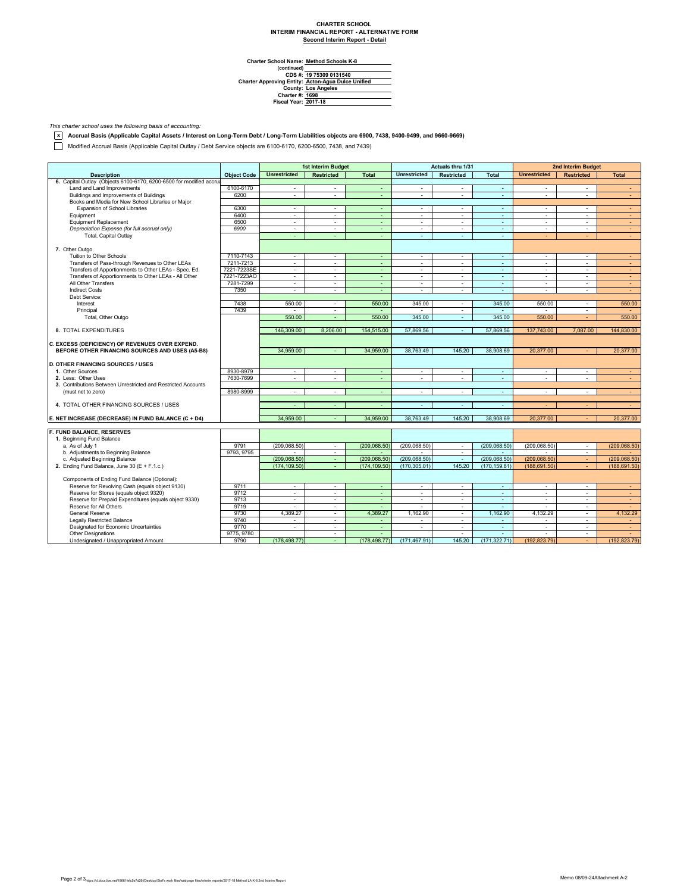**CHARTER SCHOOL**
**INTERIM FINANCIAL REPORT - ALTERNATIVE FORM**
**Second Interim Report - Detail**

**Charter School Name:** Method Schools K-8
**(continued)**
**CDS #:** 19 75309 0131540
**Charter Approving Entity:** Acton-Agua Dulce Unified
**County:** Los Angeles
**Charter #:** 1698
**Fiscal Year:** 2017-18

*This charter school uses the following basis of accounting:*

[x] **Accrual Basis (Applicable Capital Assets / Interest on Long-Term Debt / Long-Term Liabilities objects are 6900, 7438, 9400-9499, and 9660-9669)**

[ ] Modified Accrual Basis (Applicable Capital Outlay / Debt Service objects are 6100-6170, 6200-6500, 7438, and 7439)

| Description | Object Code | 1st Interim Budget | | | Actuals thru 1/31 | | | 2nd Interim Budget | | |
|---|---|---|---|---|---|---|---|---|---|---|
| | | Unrestricted | Restricted | Total | Unrestricted | Restricted | Total | Unrestricted | Restricted | Total |
| 6. Capital Outlay (Objects 6100-6170, 6200-6500 for modified accrual | | | | | | | | | | |
| Land and Land Improvements | 6100-6170 | - | - | - | - | - | - | - | - | - |
| Buildings and Improvements of Buildings | 6200 | - | - | - | - | - | - | - | - | - |
| Books and Media for New School Libraries or Major Expansion of School Libraries | 6300 | - | - | - | - | - | - | - | - | - |
| Equipment | 6400 | - | - | - | - | - | - | - | - | - |
| Equipment Replacement | 6500 | - | - | - | - | - | - | - | - | - |
| *Depreciation Expense (for full accrual only)* | *6900* | - | - | - | - | - | - | - | - | - |
| Total, Capital Outlay | | - | - | - | - | - | - | - | - | - |
| 7. Other Outgo | | | | | | | | | | |
| Tuition to Other Schools | 7110-7143 | - | - | - | - | - | - | - | - | - |
| Transfers of Pass-through Revenues to Other LEAs | 7211-7213 | - | - | - | - | - | - | - | - | - |
| Transfers of Apportionments to Other LEAs - Spec. Ed. | 7221-7223SE | - | - | - | - | - | - | - | - | - |
| Transfers of Apportionments to Other LEAs - All Other | 7221-7223AO | - | - | - | - | - | - | - | - | - |
| All Other Transfers | 7281-7299 | - | - | - | - | - | - | - | - | - |
| Indirect Costs | 7350 | - | - | - | - | - | - | - | - | - |
| Debt Service: | | | | | | | | | | |
| Interest | 7438 | 550.00 | - | 550.00 | 345.00 | - | 345.00 | 550.00 | - | 550.00 |
| Principal | 7439 | - | - | - | - | - | - | - | - | - |
| Total, Other Outgo | | 550.00 | - | 550.00 | 345.00 | - | 345.00 | 550.00 | - | 550.00 |
| 8. TOTAL EXPENDITURES | | 146,309.00 | 8,206.00 | 154,515.00 | 57,869.56 | - | 57,869.56 | 137,743.00 | 7,087.00 | 144,830.00 |
| **C. EXCESS (DEFICIENCY) OF REVENUES OVER EXPEND. BEFORE OTHER FINANCING SOURCES AND USES (A5-B8)** | | 34,959.00 | - | 34,959.00 | 38,763.49 | 145.20 | 38,908.69 | 20,377.00 | - | 20,377.00 |
| **D. OTHER FINANCING SOURCES / USES** | | | | | | | | | | |
| 1. Other Sources | 8930-8979 | - | - | - | - | - | - | - | - | - |
| 2. Less: Other Uses | 7630-7699 | - | - | - | - | - | - | - | - | - |
| 3. Contributions Between Unrestricted and Restricted Accounts (must net to zero) | 8980-8999 | - | - | - | - | - | - | - | - | - |
| 4. TOTAL OTHER FINANCING SOURCES / USES | | - | - | - | - | - | - | - | - | - |
| **E. NET INCREASE (DECREASE) IN FUND BALANCE (C + D4)** | | 34,959.00 | - | 34,959.00 | 38,763.49 | 145.20 | 38,908.69 | 20,377.00 | - | 20,377.00 |
| **F. FUND BALANCE, RESERVES** | | | | | | | | | | |
| 1. Beginning Fund Balance | | | | | | | | | | |
| a. As of July 1 | 9791 | (209,068.50) | - | (209,068.50) | (209,068.50) | - | (209,068.50) | (209,068.50) | - | (209,068.50) |
| b. Adjustments to Beginning Balance | 9793, 9795 | - | - | - | - | - | - | - | - | - |
| c. Adjusted Beginning Balance | | (209,068.50) | - | (209,068.50) | (209,068.50) | - | (209,068.50) | (209,068.50) | - | (209,068.50) |
| 2. Ending Fund Balance, June 30 (E + F.1.c.) | | (174,109.50) | - | (174,109.50) | (170,305.01) | 145.20 | (170,159.81) | (188,691.50) | - | (188,691.50) |
| Components of Ending Fund Balance (Optional): | | | | | | | | | | |
| Reserve for Revolving Cash (equals object 9130) | 9711 | - | - | - | - | - | - | - | - | - |
| Reserve for Stores (equals object 9320) | 9712 | - | - | - | - | - | - | - | - | - |
| Reserve for Prepaid Expenditures (equals object 9330) | 9713 | - | - | - | - | - | - | - | - | - |
| Reserve for All Others | 9719 | - | - | - | - | - | - | - | - | - |
| General Reserve | 9730 | 4,389.27 | - | 4,389.27 | 1,162.90 | - | 1,162.90 | 4,132.29 | - | 4,132.29 |
| Legally Restricted Balance | 9740 | - | - | - | - | - | - | - | - | - |
| Designated for Economic Uncertainties | 9770 | - | - | - | - | - | - | - | - | - |
| Other Designations | 9775, 9780 | - | - | - | - | - | - | - | - | - |
| Undesignated / Unappropriated Amount | 9790 | (178,498.77) | - | (178,498.77) | (171,467.91) | 145.20 | (171,322.71) | (192,823.79) | - | (192,823.79) |

Memo 08/09-24Attachment A-2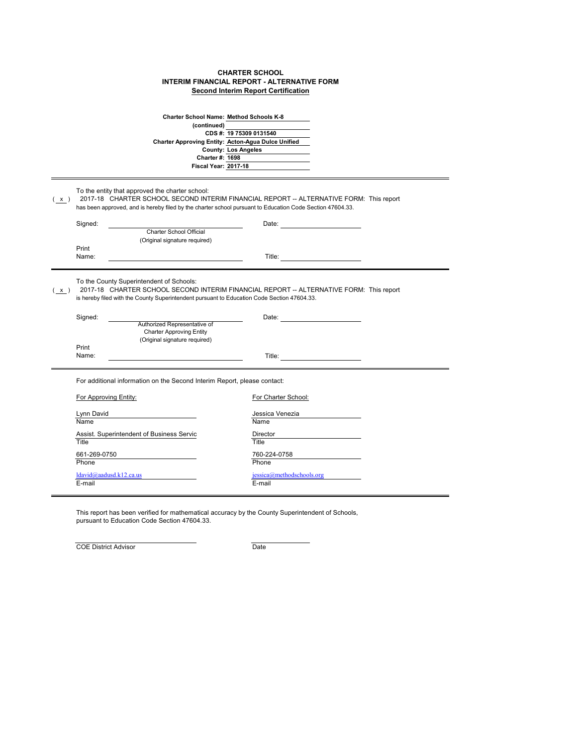**CHARTER SCHOOL**
**INTERIM FINANCIAL REPORT - ALTERNATIVE FORM**
**Second Interim Report Certification**

**Charter School Name:** **Method Schools K-8**
**(continued)**
**CDS #:** **19 75309 0131540**
**Charter Approving Entity:** **Acton-Agua Dulce Unified**
**County:** **Los Angeles**
**Charter #:** **1698**
**Fiscal Year:** **2017-18**

---

To the entity that approved the charter school:

( x ) 2017-18 CHARTER SCHOOL SECOND INTERIM FINANCIAL REPORT -- ALTERNATIVE FORM: This report has been approved, and is hereby filed by the charter school pursuant to Education Code Section 47604.33.

Signed: ______________________________ Date: ____________________
Charter School Official
(Original signature required)

Print Name: ______________________________ Title: ____________________

---

To the County Superintendent of Schools:

( x ) 2017-18 CHARTER SCHOOL SECOND INTERIM FINANCIAL REPORT -- ALTERNATIVE FORM: This report is hereby filed with the County Superintendent pursuant to Education Code Section 47604.33.

Signed: ______________________________ Date: ____________________
Authorized Representative of
Charter Approving Entity
(Original signature required)

Print Name: ______________________________ Title: ____________________

---

For additional information on the Second Interim Report, please contact:

| For Approving Entity: | For Charter School: |
|---|---|
| Lynn David | Jessica Venezia |
| Name | Name |
| Assist. Superintendent of Business Servic | Director |
| Title | Title |
| 661-269-0750 | 760-224-0758 |
| Phone | Phone |
| ldavid@aadusd.k12.ca.us | jessica@methodschools.org |
| E-mail | E-mail |

---

This report has been verified for mathematical accuracy by the County Superintendent of Schools, pursuant to Education Code Section 47604.33.

______________________________ ____________________
COE District Advisor Date